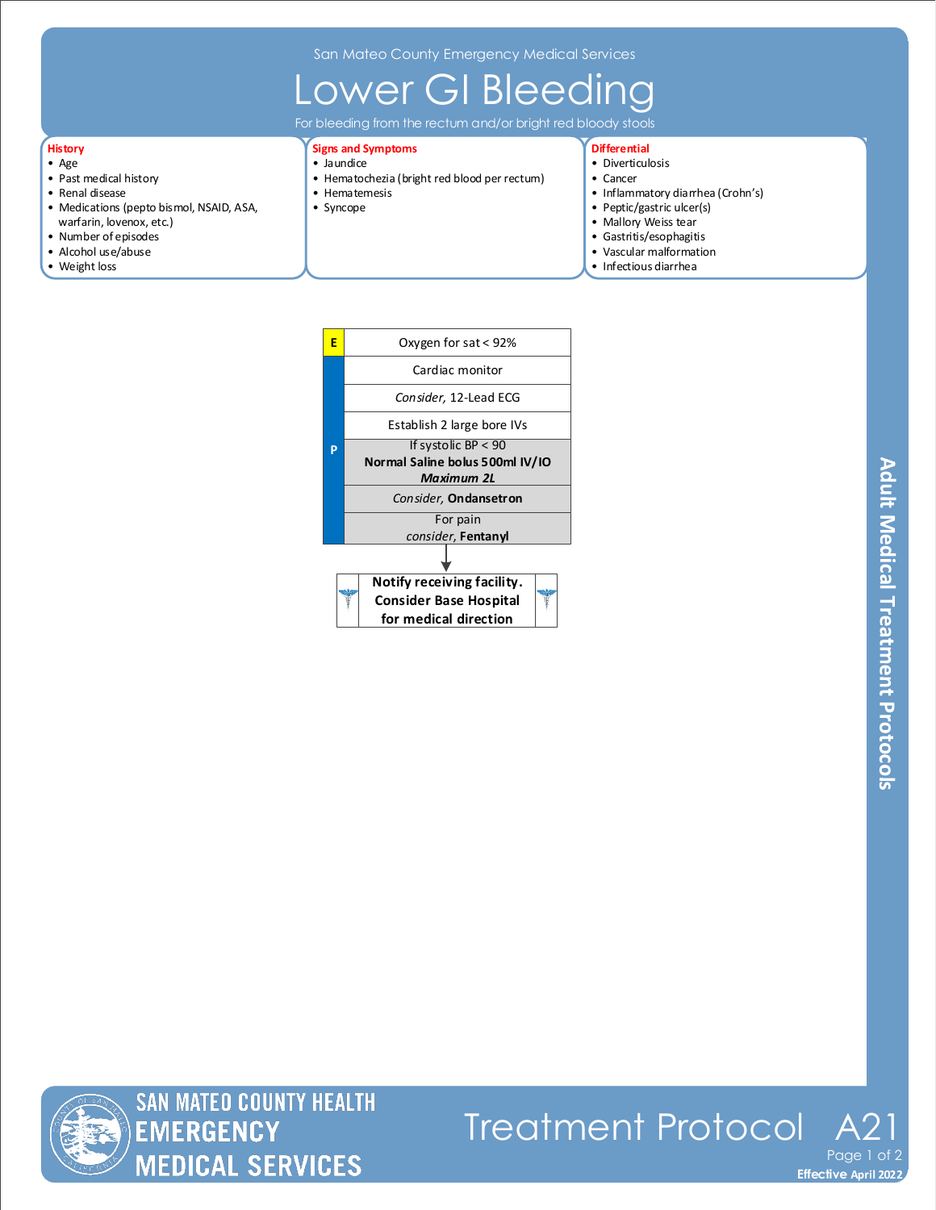San Mateo County Emergency Medical Services

# Lower GI Bleeding

For bleeding from the rectum and/or bright red bloody stools

### History

- Age
- Past medical history
- Renal disease
- Medications (pepto bismol, NSAID, ASA, warfarin, lovenox, etc.)
- Number of episodes
- Alcohol use/abuse
- Weight loss

### Signs and Symptoms

- Jaundice
- Hematochezia (bright red blood per rectum)
- Hematemesis
- Syncope

### Differential

- Diverticulosis
- Cancer
- Inflammatory diarrhea (Crohn's)
- Peptic/gastric ulcer(s)
- Mallory Weiss tear
- Gastritis/esophagitis
- Vascular malformation
- Infectious diarrhea

| | |
|---|---|
| E | Oxygen for sat < 92% |
| P | Cardiac monitor |
| P | *Consider,* 12-Lead ECG |
| P | Establish 2 large bore IVs |
| P | If systolic BP < 90<br>**Normal Saline bolus 500ml IV/IO**<br>***Maximum 2L*** |
| P | *Consider,* **Ondansetron** |
| P | For pain<br>*consider,* **Fentanyl** |

↓

**Notify receiving facility. Consider Base Hospital for medical direction**

Adult Medical Treatment Protocols

SAN MATEO COUNTY HEALTH EMERGENCY MEDICAL SERVICES

Treatment Protocol A21

Effective April 2022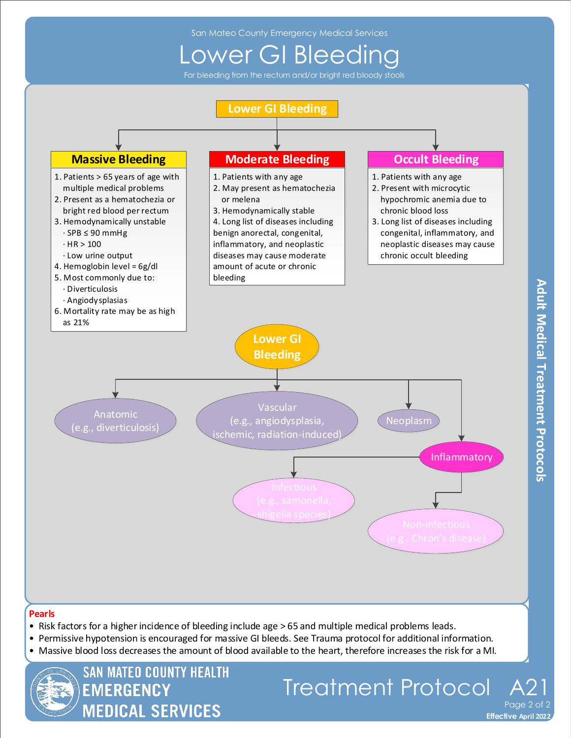San Mateo County Emergency Medical Services

# Lower GI Bleeding

For bleeding from the rectum and/or bright red bloody stools

## Lower GI Bleeding

### Massive Bleeding

1. Patients > 65 years of age with multiple medical problems
2. Present as a hematochezia or bright red blood per rectum
3. Hemodynamically unstable
   · SPB ≤ 90 mmHg
   · HR > 100
   · Low urine output
4. Hemoglobin level = 6g/dl
5. Most commonly due to:
   · Diverticulosis
   · Angiodysplasias
6. Mortality rate may be as high as 21%

### Moderate Bleeding

1. Patients with any age
2. May present as hematochezia or melena
3. Hemodynamically stable
4. Long list of diseases including benign anorectal, congenital, inflammatory, and neoplastic diseases may cause moderate amount of acute or chronic bleeding

### Occult Bleeding

1. Patients with any age
2. Present with microcytic hypochromic anemia due to chronic blood loss
3. Long list of diseases including congenital, inflammatory, and neoplastic diseases may cause chronic occult bleeding

## Lower GI Bleeding

- Anatomic (e.g., diverticulosis)
- Vascular (e.g., angiodysplasia, ischemic, radiation-induced)
- Neoplasm
- Inflammatory
  - Infectious (e.g., samonella, shigella species)
  - Non-infectious (e.g., Chron's disease)

Adult Medical Treatment Protocols

**Pearls**

- Risk factors for a higher incidence of bleeding include age > 65 and multiple medical problems leads.
- Permissive hypotension is encouraged for massive GI bleeds. See Trauma protocol for additional information.
- Massive blood loss decreases the amount of blood available to the heart, therefore increases the risk for a MI.

SAN MATEO COUNTY HEALTH EMERGENCY MEDICAL SERVICES

Treatment Protocol A21

Effective April 2022